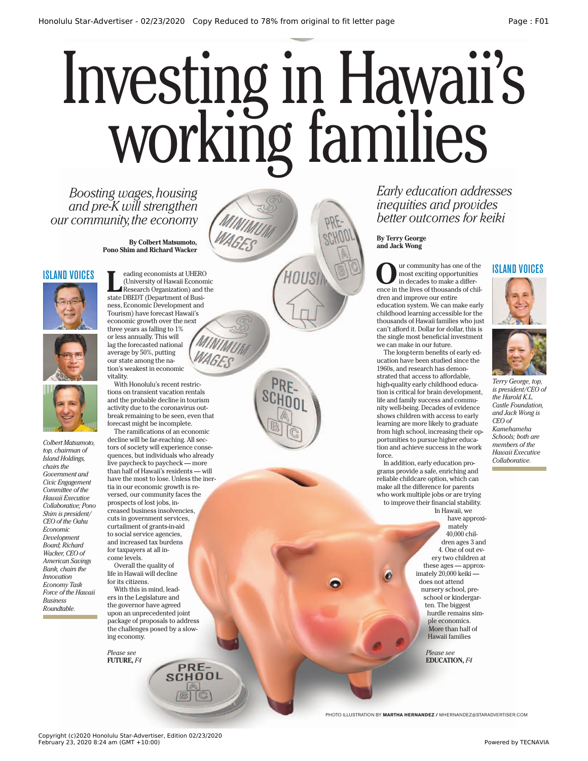# Investing in Hawaii's working families

## Boosting wages, housing and pre-K will strengthen our community, the economy

**By Colbert Matsumoto, Pono Shim and Richard Wacker**

### ISLAND VOICES

*Colbert Matsumoto, top, chairman of Island Holdings, chairs the Government and Civic Engagement Committee of the Hawaii Executive Collaborative; Pono Shim is president/CEO of the Oahu Economic Development Board; Richard Wacker, CEO of American Savings Bank, chairs the Innovation Economy Task Force of the Hawaii Business Roundtable.*

Leading economists at UHERO (University of Hawaii Economic Research Organization) and the state DBEDT (Department of Business, Economic Development and Tourism) have forecast Hawaii's economic growth over the next three years as falling to 1% or less annually. This will lag the forecasted national average by 50%, putting our state among the nation's weakest in economic vitality.

With Honolulu's recent restrictions on transient vacation rentals and the probable decline in tourism activity due to the coronavirus outbreak remaining to be seen, even that forecast might be incomplete.

The ramifications of an economic decline will be far-reaching. All sectors of society will experience consequences, but individuals who already live paycheck to paycheck — more than half of Hawaii's residents — will have the most to lose. Unless the inertia in our economic growth is reversed, our community faces the prospects of lost jobs, increased business insolvencies, cuts in government services, curtailment of grants-in-aid to social service agencies, and increased tax burdens for taxpayers at all income levels.

Overall the quality of life in Hawaii will decline for its citizens.

With this in mind, leaders in the Legislature and the governor have agreed upon an unprecedented joint package of proposals to address the challenges posed by a slowing economy.

*Please see* **FUTURE,** *F4*

## Early education addresses inequities and provides better outcomes for keiki

**By Terry George and Jack Wong**

### ISLAND VOICES

*Terry George, top, is president/CEO of the Harold K.L. Castle Foundation, and Jack Wong is CEO of Kamehameha Schools; both are members of the Hawaii Executive Collaborative.*

Our community has one of the most exciting opportunities in decades to make a difference in the lives of thousands of children and improve our entire education system. We can make early childhood learning accessible for the thousands of Hawaii families who just can't afford it. Dollar for dollar, this is the single most beneficial investment we can make in our future.

The long-term benefits of early education have been studied since the 1960s, and research has demonstrated that access to affordable, high-quality early childhood education is critical for brain development, life and family success and community well-being. Decades of evidence shows children with access to early learning are more likely to graduate from high school, increasing their opportunities to pursue higher education and achieve success in the work force.

In addition, early education programs provide a safe, enriching and reliable childcare option, which can make all the difference for parents who work multiple jobs or are trying to improve their financial stability.

In Hawaii, we have approximately 40,000 children ages 3 and 4. One of out every two children at these ages — approximately 20,000 keiki — does not attend nursery school, preschool or kindergarten. The biggest hurdle remains simple economics. More than half of Hawaii families

*Please see* **EDUCATION,** *F4*

PHOTO ILLUSTRATION BY **MARTHA HERNANDEZ /** MHERNANDEZ@STARADVERTISER.COM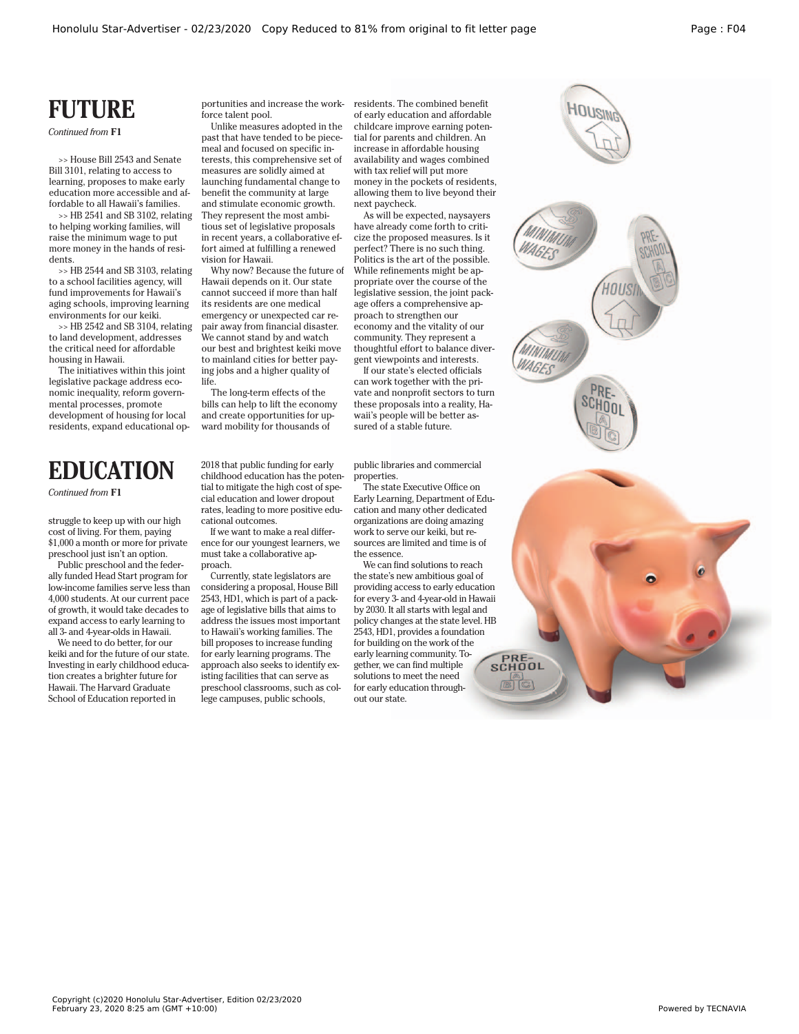# FUTURE

*Continued from* **F1**

>> House Bill 2543 and Senate Bill 3101, relating to access to learning, proposes to make early education more accessible and affordable to all Hawaii's families.

>> HB 2541 and SB 3102, relating to helping working families, will raise the minimum wage to put more money in the hands of residents.

>> HB 2544 and SB 3103, relating to a school facilities agency, will fund improvements for Hawaii's aging schools, improving learning environments for our keiki.

>> HB 2542 and SB 3104, relating to land development, addresses the critical need for affordable housing in Hawaii.

The initiatives within this joint legislative package address economic inequality, reform governmental processes, promote development of housing for local residents, expand educational opportunities and increase the workforce talent pool.

Unlike measures adopted in the past that have tended to be piecemeal and focused on specific interests, this comprehensive set of measures are solidly aimed at launching fundamental change to benefit the community at large and stimulate economic growth. They represent the most ambitious set of legislative proposals in recent years, a collaborative effort aimed at fulfilling a renewed vision for Hawaii.

Why now? Because the future of Hawaii depends on it. Our state cannot succeed if more than half its residents are one medical emergency or unexpected car repair away from financial disaster. We cannot stand by and watch our best and brightest keiki move to mainland cities for better paying jobs and a higher quality of life.

The long-term effects of the bills can help to lift the economy and create opportunities for upward mobility for thousands of residents. The combined benefit of early education and affordable childcare improve earning potential for parents and children. An increase in affordable housing availability and wages combined with tax relief will put more money in the pockets of residents, allowing them to live beyond their next paycheck.

As will be expected, naysayers have already come forth to criticize the proposed measures. Is it perfect? There is no such thing. Politics is the art of the possible. While refinements might be appropriate over the course of the legislative session, the joint package offers a comprehensive approach to strengthen our economy and the vitality of our community. They represent a thoughtful effort to balance divergent viewpoints and interests.

If our state's elected officials can work together with the private and nonprofit sectors to turn these proposals into a reality, Hawaii's people will be better assured of a stable future.

# EDUCATION

*Continued from* **F1**

struggle to keep up with our high cost of living. For them, paying $1,000 a month or more for private preschool just isn't an option.

Public preschool and the federally funded Head Start program for low-income families serve less than 4,000 students. At our current pace of growth, it would take decades to expand access to early learning to all 3- and 4-year-olds in Hawaii.

We need to do better, for our keiki and for the future of our state. Investing in early childhood education creates a brighter future for Hawaii. The Harvard Graduate School of Education reported in 2018 that public funding for early childhood education has the potential to mitigate the high cost of special education and lower dropout rates, leading to more positive educational outcomes.

If we want to make a real difference for our youngest learners, we must take a collaborative approach.

Currently, state legislators are considering a proposal, House Bill 2543, HD1, which is part of a package of legislative bills that aims to address the issues most important to Hawaii's working families. The bill proposes to increase funding for early learning programs. The approach also seeks to identify existing facilities that can serve as preschool classrooms, such as college campuses, public schools, public libraries and commercial properties.

The state Executive Office on Early Learning, Department of Education and many other dedicated organizations are doing amazing work to serve our keiki, but resources are limited and time is of the essence.

We can find solutions to reach the state's new ambitious goal of providing access to early education for every 3- and 4-year-old in Hawaii by 2030. It all starts with legal and policy changes at the state level. HB 2543, HD1, provides a foundation for building on the work of the early learning community. Together, we can find multiple solutions to meet the need for early education throughout our state.